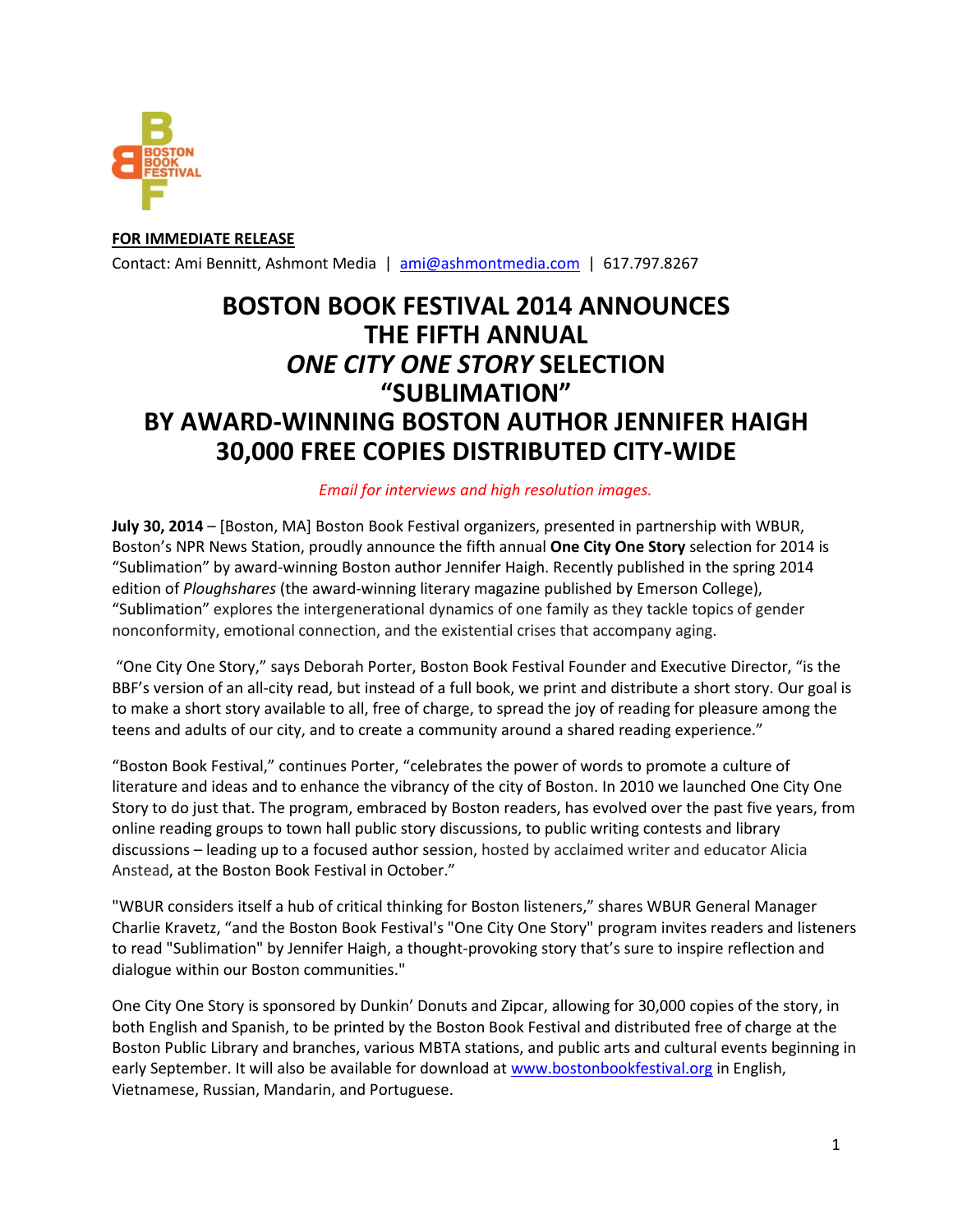**FOR IMMEDIATE RELEASE**

Contact: Ami Bennitt, Ashmont Media | ami@ashmontmedia.com | 617.797.8267

# BOSTON BOOK FESTIVAL 2014 ANNOUNCES THE FIFTH ANNUAL *ONE CITY ONE STORY* SELECTION "SUBLIMATION" BY AWARD-WINNING BOSTON AUTHOR JENNIFER HAIGH 30,000 FREE COPIES DISTRIBUTED CITY-WIDE

*Email for interviews and high resolution images.*

**July 30, 2014** – [Boston, MA] Boston Book Festival organizers, presented in partnership with WBUR, Boston's NPR News Station, proudly announce the fifth annual **One City One Story** selection for 2014 is "Sublimation" by award-winning Boston author Jennifer Haigh. Recently published in the spring 2014 edition of *Ploughshares* (the award-winning literary magazine published by Emerson College), "Sublimation" explores the intergenerational dynamics of one family as they tackle topics of gender nonconformity, emotional connection, and the existential crises that accompany aging.

"One City One Story," says Deborah Porter, Boston Book Festival Founder and Executive Director, "is the BBF's version of an all-city read, but instead of a full book, we print and distribute a short story. Our goal is to make a short story available to all, free of charge, to spread the joy of reading for pleasure among the teens and adults of our city, and to create a community around a shared reading experience."

"Boston Book Festival," continues Porter, "celebrates the power of words to promote a culture of literature and ideas and to enhance the vibrancy of the city of Boston. In 2010 we launched One City One Story to do just that. The program, embraced by Boston readers, has evolved over the past five years, from online reading groups to town hall public story discussions, to public writing contests and library discussions – leading up to a focused author session, hosted by acclaimed writer and educator Alicia Anstead, at the Boston Book Festival in October."

"WBUR considers itself a hub of critical thinking for Boston listeners," shares WBUR General Manager Charlie Kravetz, "and the Boston Book Festival's "One City One Story" program invites readers and listeners to read "Sublimation" by Jennifer Haigh, a thought-provoking story that's sure to inspire reflection and dialogue within our Boston communities."

One City One Story is sponsored by Dunkin' Donuts and Zipcar, allowing for 30,000 copies of the story, in both English and Spanish, to be printed by the Boston Book Festival and distributed free of charge at the Boston Public Library and branches, various MBTA stations, and public arts and cultural events beginning in early September. It will also be available for download at www.bostonbookfestival.org in English, Vietnamese, Russian, Mandarin, and Portuguese.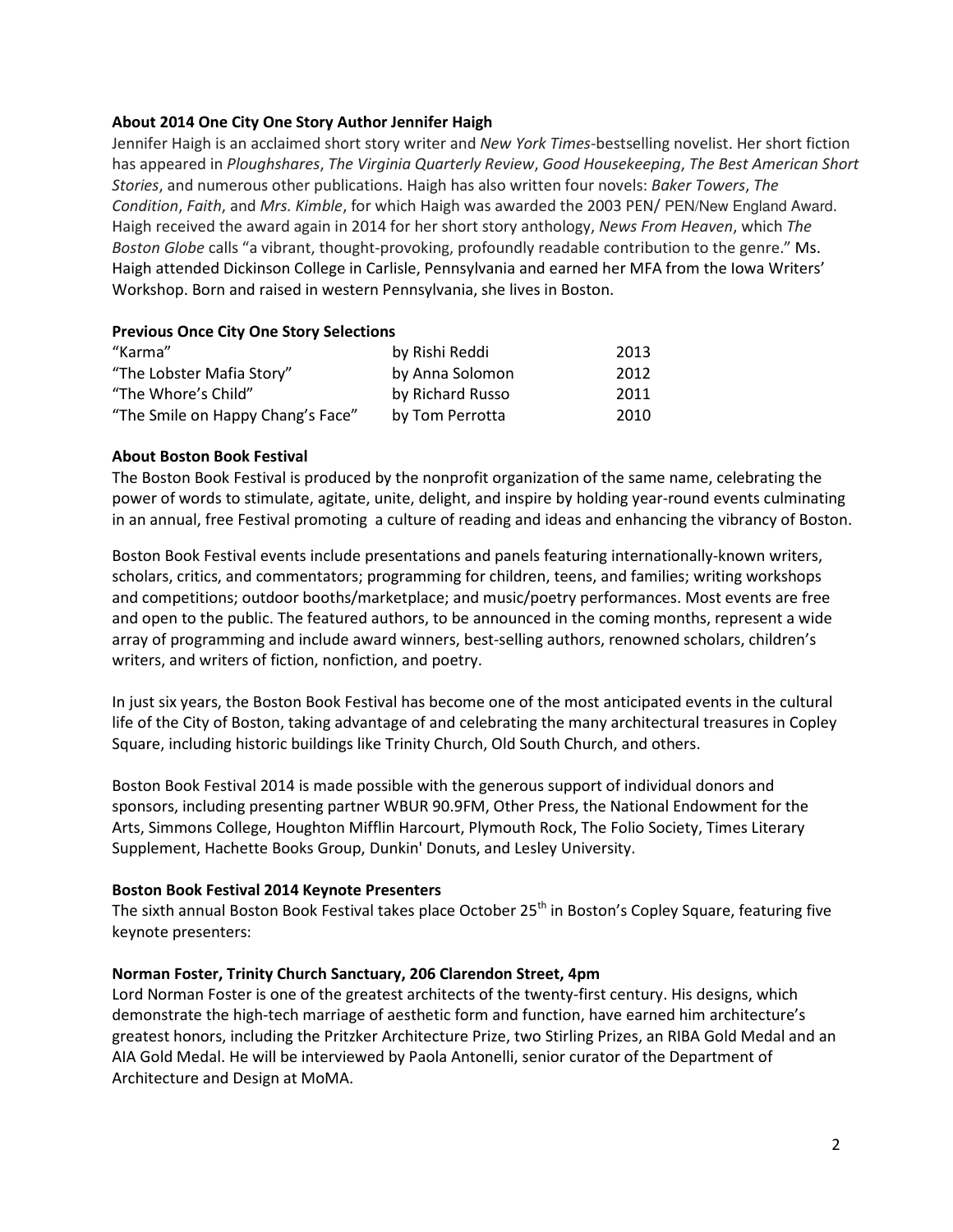### About 2014 One City One Story Author Jennifer Haigh

Jennifer Haigh is an acclaimed short story writer and *New York Times*-bestselling novelist. Her short fiction has appeared in *Ploughshares*, *The Virginia Quarterly Review*, *Good Housekeeping*, *The Best American Short Stories*, and numerous other publications. Haigh has also written four novels: *Baker Towers*, *The Condition*, *Faith*, and *Mrs. Kimble*, for which Haigh was awarded the 2003 PEN/ PEN/New England Award. Haigh received the award again in 2014 for her short story anthology, *News From Heaven*, which *The Boston Globe* calls "a vibrant, thought-provoking, profoundly readable contribution to the genre." Ms. Haigh attended Dickinson College in Carlisle, Pennsylvania and earned her MFA from the Iowa Writers' Workshop. Born and raised in western Pennsylvania, she lives in Boston.

### Previous Once City One Story Selections

| | | |
|---|---|---|
| "Karma" | by Rishi Reddi | 2013 |
| "The Lobster Mafia Story" | by Anna Solomon | 2012 |
| "The Whore's Child" | by Richard Russo | 2011 |
| "The Smile on Happy Chang's Face" | by Tom Perrotta | 2010 |

### About Boston Book Festival

The Boston Book Festival is produced by the nonprofit organization of the same name, celebrating the power of words to stimulate, agitate, unite, delight, and inspire by holding year-round events culminating in an annual, free Festival promoting a culture of reading and ideas and enhancing the vibrancy of Boston.

Boston Book Festival events include presentations and panels featuring internationally-known writers, scholars, critics, and commentators; programming for children, teens, and families; writing workshops and competitions; outdoor booths/marketplace; and music/poetry performances. Most events are free and open to the public. The featured authors, to be announced in the coming months, represent a wide array of programming and include award winners, best-selling authors, renowned scholars, children's writers, and writers of fiction, nonfiction, and poetry.

In just six years, the Boston Book Festival has become one of the most anticipated events in the cultural life of the City of Boston, taking advantage of and celebrating the many architectural treasures in Copley Square, including historic buildings like Trinity Church, Old South Church, and others.

Boston Book Festival 2014 is made possible with the generous support of individual donors and sponsors, including presenting partner WBUR 90.9FM, Other Press, the National Endowment for the Arts, Simmons College, Houghton Mifflin Harcourt, Plymouth Rock, The Folio Society, Times Literary Supplement, Hachette Books Group, Dunkin' Donuts, and Lesley University.

### Boston Book Festival 2014 Keynote Presenters

The sixth annual Boston Book Festival takes place October 25th in Boston's Copley Square, featuring five keynote presenters:

**Norman Foster, Trinity Church Sanctuary, 206 Clarendon Street, 4pm**

Lord Norman Foster is one of the greatest architects of the twenty-first century. His designs, which demonstrate the high-tech marriage of aesthetic form and function, have earned him architecture's greatest honors, including the Pritzker Architecture Prize, two Stirling Prizes, an RIBA Gold Medal and an AIA Gold Medal. He will be interviewed by Paola Antonelli, senior curator of the Department of Architecture and Design at MoMA.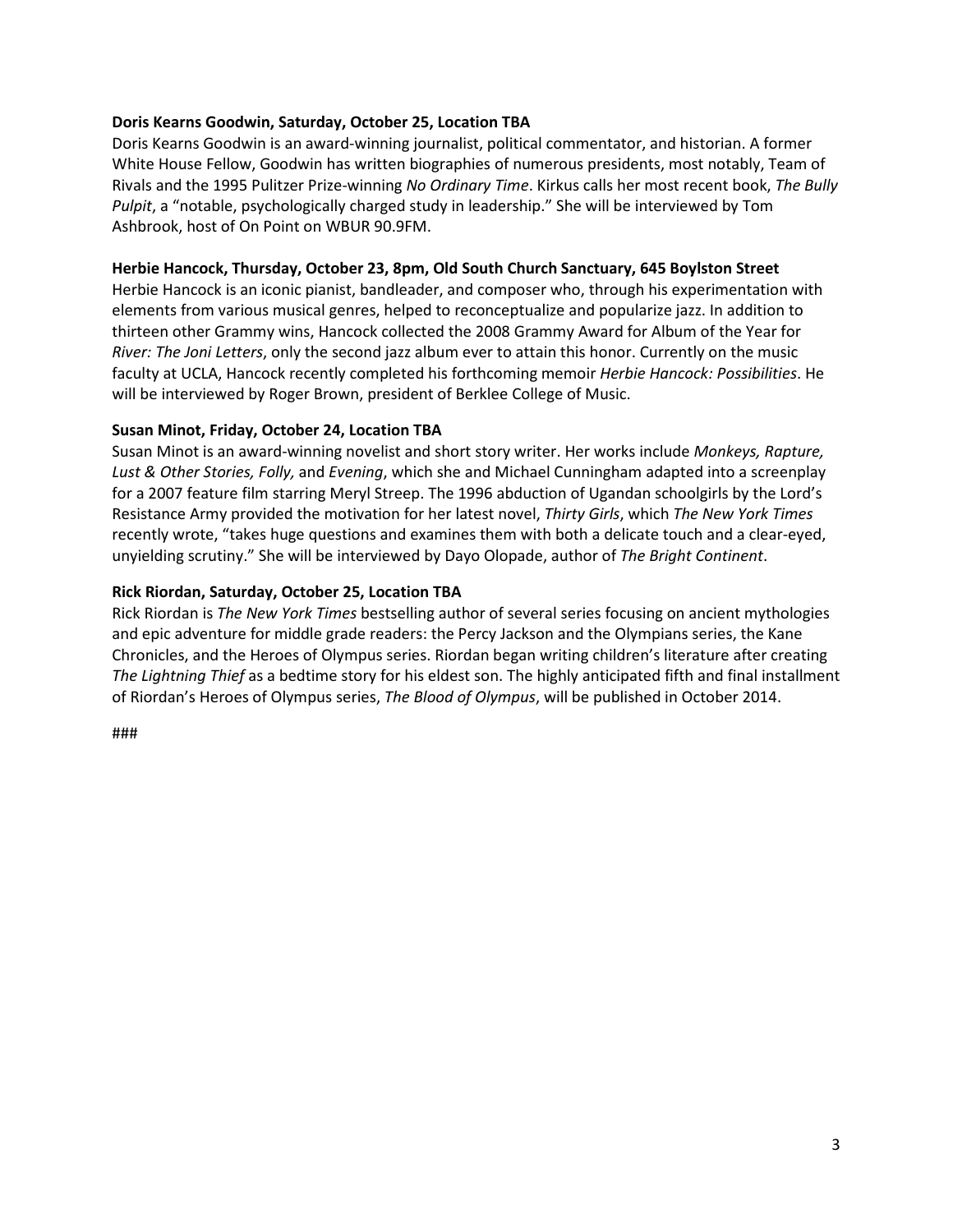**Doris Kearns Goodwin, Saturday, October 25, Location TBA**

Doris Kearns Goodwin is an award-winning journalist, political commentator, and historian. A former White House Fellow, Goodwin has written biographies of numerous presidents, most notably, Team of Rivals and the 1995 Pulitzer Prize-winning *No Ordinary Time*. Kirkus calls her most recent book, *The Bully Pulpit*, a "notable, psychologically charged study in leadership." She will be interviewed by Tom Ashbrook, host of On Point on WBUR 90.9FM.

**Herbie Hancock, Thursday, October 23, 8pm, Old South Church Sanctuary, 645 Boylston Street**

Herbie Hancock is an iconic pianist, bandleader, and composer who, through his experimentation with elements from various musical genres, helped to reconceptualize and popularize jazz. In addition to thirteen other Grammy wins, Hancock collected the 2008 Grammy Award for Album of the Year for *River: The Joni Letters*, only the second jazz album ever to attain this honor. Currently on the music faculty at UCLA, Hancock recently completed his forthcoming memoir *Herbie Hancock: Possibilities*. He will be interviewed by Roger Brown, president of Berklee College of Music.

**Susan Minot, Friday, October 24, Location TBA**

Susan Minot is an award-winning novelist and short story writer. Her works include *Monkeys, Rapture, Lust & Other Stories, Folly,* and *Evening*, which she and Michael Cunningham adapted into a screenplay for a 2007 feature film starring Meryl Streep. The 1996 abduction of Ugandan schoolgirls by the Lord's Resistance Army provided the motivation for her latest novel, *Thirty Girls*, which *The New York Times* recently wrote, "takes huge questions and examines them with both a delicate touch and a clear-eyed, unyielding scrutiny." She will be interviewed by Dayo Olopade, author of *The Bright Continent*.

**Rick Riordan, Saturday, October 25, Location TBA**

Rick Riordan is *The New York Times* bestselling author of several series focusing on ancient mythologies and epic adventure for middle grade readers: the Percy Jackson and the Olympians series, the Kane Chronicles, and the Heroes of Olympus series. Riordan began writing children's literature after creating *The Lightning Thief* as a bedtime story for his eldest son. The highly anticipated fifth and final installment of Riordan's Heroes of Olympus series, *The Blood of Olympus*, will be published in October 2014.

###